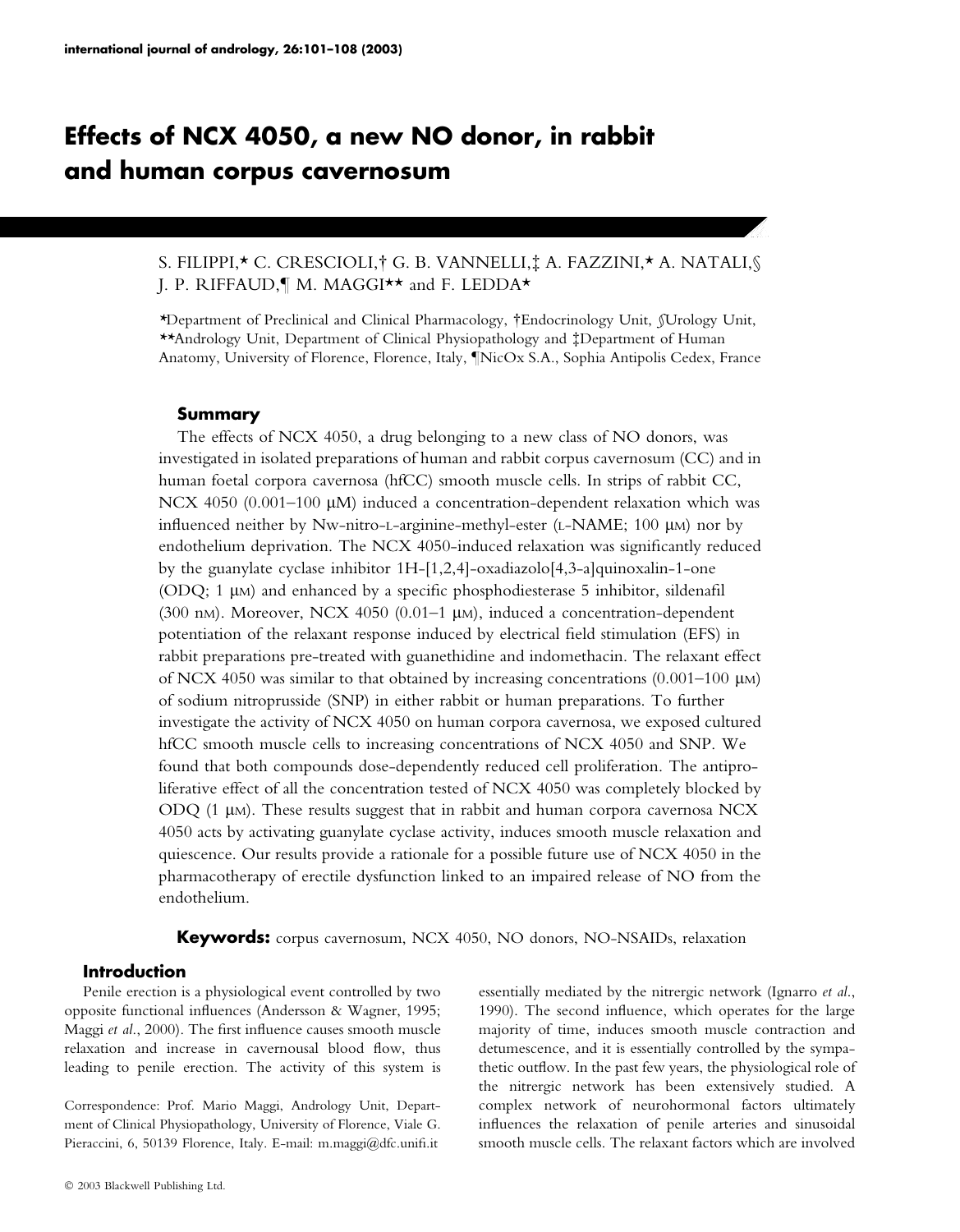# Effects of NCX 4050, a new NO donor, in rabbit and human corpus cavernosum

S. FILIPPI,* C. CRESCIOLI,† G. B. VANNELLI,‡ A. FAZZINI,* A. NATALI,§ J. P. RIFFAUD,¶ M. MAGGI** and F. LEDDA*

*Department of Preclinical and Clinical Pharmacology, †Endocrinology Unit, §Urology Unit, **Andrology Unit, Department of Clinical Physiopathology and ‡Department of Human Anatomy, University of Florence, Florence, Italy, ¶NicOx S.A., Sophia Antipolis Cedex, France

## Summary

The effects of NCX 4050, a drug belonging to a new class of NO donors, was investigated in isolated preparations of human and rabbit corpus cavernosum (CC) and in human foetal corpora cavernosa (hfCC) smooth muscle cells. In strips of rabbit CC, NCX 4050 (0.001–100 μM) induced a concentration-dependent relaxation which was influenced neither by Nw-nitro-L-arginine-methyl-ester (L-NAME; 100 μM) nor by endothelium deprivation. The NCX 4050-induced relaxation was significantly reduced by the guanylate cyclase inhibitor 1H-[1,2,4]-oxadiazolo[4,3-a]quinoxalin-1-one (ODQ; 1 μM) and enhanced by a specific phosphodiesterase 5 inhibitor, sildenafil (300 nM). Moreover, NCX 4050 (0.01–1 μM), induced a concentration-dependent potentiation of the relaxant response induced by electrical field stimulation (EFS) in rabbit preparations pre-treated with guanethidine and indomethacin. The relaxant effect of NCX 4050 was similar to that obtained by increasing concentrations (0.001–100 μM) of sodium nitroprusside (SNP) in either rabbit or human preparations. To further investigate the activity of NCX 4050 on human corpora cavernosa, we exposed cultured hfCC smooth muscle cells to increasing concentrations of NCX 4050 and SNP. We found that both compounds dose-dependently reduced cell proliferation. The antiproliferative effect of all the concentration tested of NCX 4050 was completely blocked by ODQ (1 μM). These results suggest that in rabbit and human corpora cavernosa NCX 4050 acts by activating guanylate cyclase activity, induces smooth muscle relaxation and quiescence. Our results provide a rationale for a possible future use of NCX 4050 in the pharmacotherapy of erectile dysfunction linked to an impaired release of NO from the endothelium.

**Keywords:** corpus cavernosum, NCX 4050, NO donors, NO-NSAIDs, relaxation

## Introduction

Penile erection is a physiological event controlled by two opposite functional influences (Andersson & Wagner, 1995; Maggi *et al*., 2000). The first influence causes smooth muscle relaxation and increase in cavernousal blood flow, thus leading to penile erection. The activity of this system is essentially mediated by the nitrergic network (Ignarro *et al*., 1990). The second influence, which operates for the large majority of time, induces smooth muscle contraction and detumescence, and it is essentially controlled by the sympathetic outflow. In the past few years, the physiological role of the nitrergic network has been extensively studied. A complex network of neurohormonal factors ultimately influences the relaxation of penile arteries and sinusoidal smooth muscle cells. The relaxant factors which are involved

Correspondence: Prof. Mario Maggi, Andrology Unit, Department of Clinical Physiopathology, University of Florence, Viale G. Pieraccini, 6, 50139 Florence, Italy. E-mail: m.maggi@dfc.unifi.it

© 2003 Blackwell Publishing Ltd.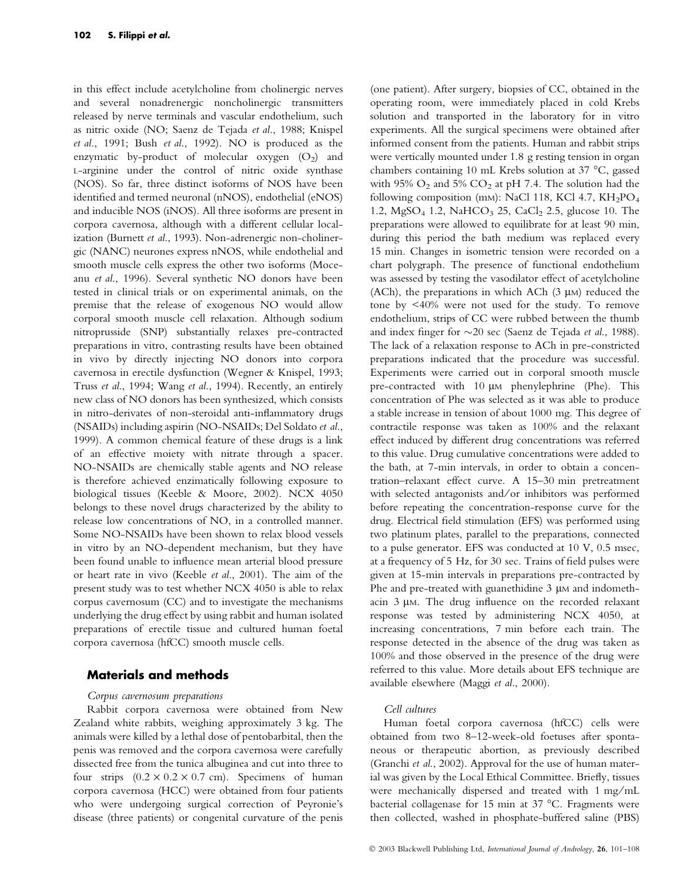in this effect include acetylcholine from cholinergic nerves and several nonadrenergic noncholinergic transmitters released by nerve terminals and vascular endothelium, such as nitric oxide (NO; Saenz de Tejada *et al.*, 1988; Knispel *et al.*, 1991; Bush *et al.*, 1992). NO is produced as the enzymatic by-product of molecular oxygen ($O_2$) and L-arginine under the control of nitric oxide synthase (NOS). So far, three distinct isoforms of NOS have been identified and termed neuronal (nNOS), endothelial (eNOS) and inducible NOS (iNOS). All three isoforms are present in corpora cavernosa, although with a different cellular localization (Burnett *et al.*, 1993). Non-adrenergic non-cholinergic (NANC) neurones express nNOS, while endothelial and smooth muscle cells express the other two isoforms (Moceanu *et al.*, 1996). Several synthetic NO donors have been tested in clinical trials or on experimental animals, on the premise that the release of exogenous NO would allow corporal smooth muscle cell relaxation. Although sodium nitroprusside (SNP) substantially relaxes pre-contracted preparations in vitro, contrasting results have been obtained in vivo by directly injecting NO donors into corpora cavernosa in erectile dysfunction (Wegner & Knispel, 1993; Truss *et al.*, 1994; Wang *et al.*, 1994). Recently, an entirely new class of NO donors has been synthesized, which consists in nitro-derivates of non-steroidal anti-inflammatory drugs (NSAIDs) including aspirin (NO-NSAIDs; Del Soldato *et al.*, 1999). A common chemical feature of these drugs is a link of an effective moiety with nitrate through a spacer. NO-NSAIDs are chemically stable agents and NO release is therefore achieved enzimatically following exposure to biological tissues (Keeble & Moore, 2002). NCX 4050 belongs to these novel drugs characterized by the ability to release low concentrations of NO, in a controlled manner. Some NO-NSAIDs have been shown to relax blood vessels in vitro by an NO-dependent mechanism, but they have been found unable to influence mean arterial blood pressure or heart rate in vivo (Keeble *et al.*, 2001). The aim of the present study was to test whether NCX 4050 is able to relax corpus cavernosum (CC) and to investigate the mechanisms underlying the drug effect by using rabbit and human isolated preparations of erectile tissue and cultured human foetal corpora cavernosa (hfCC) smooth muscle cells.

## Materials and methods

*Corpus cavernosum preparations*

Rabbit corpora cavernosa were obtained from New Zealand white rabbits, weighing approximately 3 kg. The animals were killed by a lethal dose of pentobarbital, then the penis was removed and the corpora cavernosa were carefully dissected free from the tunica albuginea and cut into three to four strips ($0.2 \times 0.2 \times 0.7$ cm). Specimens of human corpora cavernosa (HCC) were obtained from four patients who were undergoing surgical correction of Peyronie's disease (three patients) or congenital curvature of the penis (one patient). After surgery, biopsies of CC, obtained in the operating room, were immediately placed in cold Krebs solution and transported in the laboratory for in vitro experiments. All the surgical specimens were obtained after informed consent from the patients. Human and rabbit strips were vertically mounted under 1.8 g resting tension in organ chambers containing 10 mL Krebs solution at 37 °C, gassed with 95% $O_2$ and 5% $CO_2$ at pH 7.4. The solution had the following composition (mM): NaCl 118, KCl 4.7, $KH_2PO_4$ 1.2, $MgSO_4$ 1.2, $NaHCO_3$ 25, $CaCl_2$ 2.5, glucose 10. The preparations were allowed to equilibrate for at least 90 min, during this period the bath medium was replaced every 15 min. Changes in isometric tension were recorded on a chart polygraph. The presence of functional endothelium was assessed by testing the vasodilator effect of acetylcholine (ACh), the preparations in which ACh (3 μM) reduced the tone by <40% were not used for the study. To remove endothelium, strips of CC were rubbed between the thumb and index finger for ~20 sec (Saenz de Tejada *et al.*, 1988). The lack of a relaxation response to ACh in pre-constricted preparations indicated that the procedure was successful. Experiments were carried out in corporal smooth muscle pre-contracted with 10 μM phenylephrine (Phe). This concentration of Phe was selected as it was able to produce a stable increase in tension of about 1000 mg. This degree of contractile response was taken as 100% and the relaxant effect induced by different drug concentrations was referred to this value. Drug cumulative concentrations were added to the bath, at 7-min intervals, in order to obtain a concentration–relaxant effect curve. A 15–30 min pretreatment with selected antagonists and/or inhibitors was performed before repeating the concentration-response curve for the drug. Electrical field stimulation (EFS) was performed using two platinum plates, parallel to the preparations, connected to a pulse generator. EFS was conducted at 10 V, 0.5 msec, at a frequency of 5 Hz, for 30 sec. Trains of field pulses were given at 15-min intervals in preparations pre-contracted by Phe and pre-treated with guanethidine 3 μM and indomethacin 3 μM. The drug influence on the recorded relaxant response was tested by administering NCX 4050, at increasing concentrations, 7 min before each train. The response detected in the absence of the drug was taken as 100% and those observed in the presence of the drug were referred to this value. More details about EFS technique are available elsewhere (Maggi *et al.*, 2000).

*Cell cultures*

Human foetal corpora cavernosa (hfCC) cells were obtained from two 8–12-week-old foetuses after spontaneous or therapeutic abortion, as previously described (Granchi *et al.*, 2002). Approval for the use of human material was given by the Local Ethical Committee. Briefly, tissues were mechanically dispersed and treated with 1 mg/mL bacterial collagenase for 15 min at 37 °C. Fragments were then collected, washed in phosphate-buffered saline (PBS)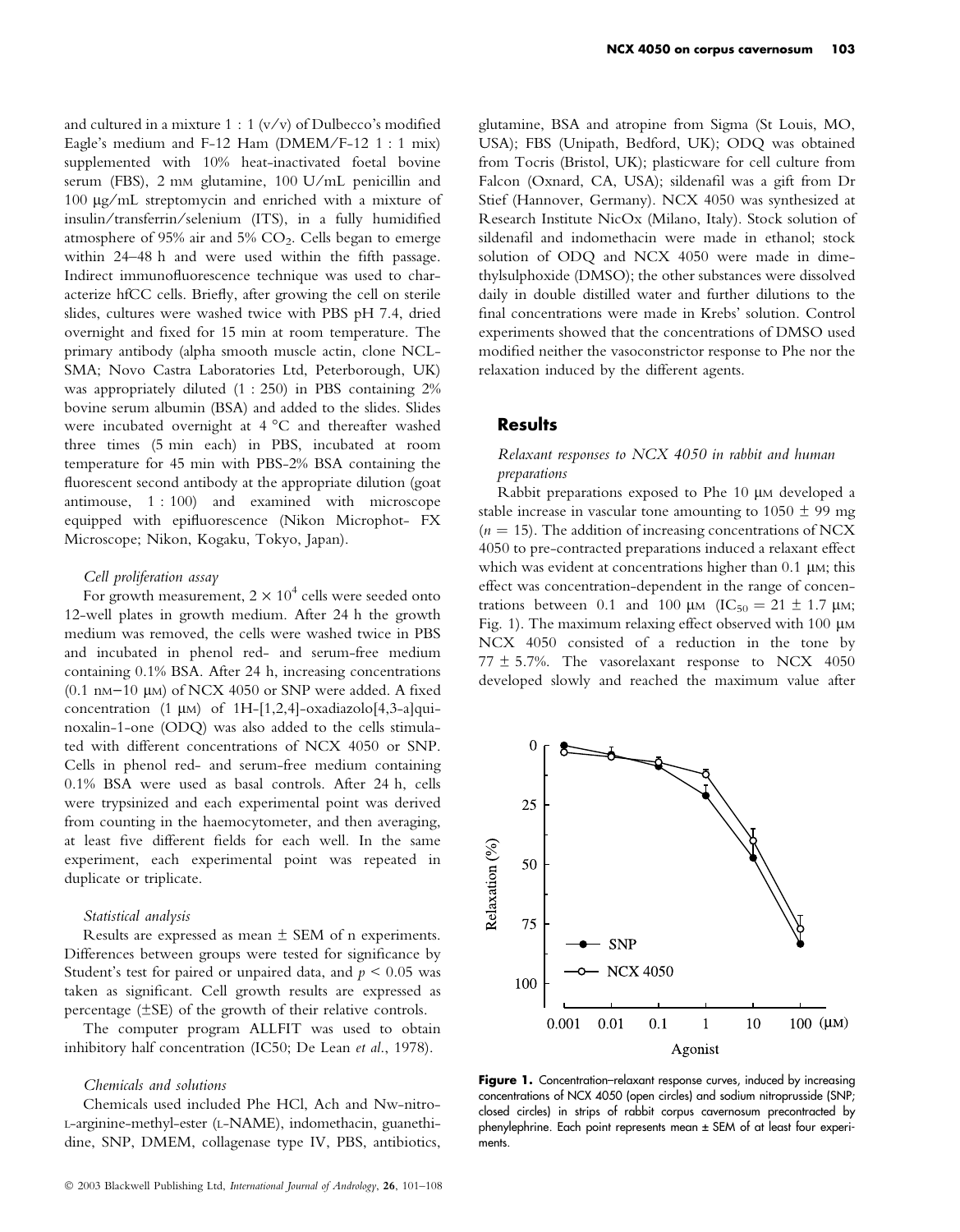and cultured in a mixture 1 : 1 (v/v) of Dulbecco's modified Eagle's medium and F-12 Ham (DMEM/F-12 1 : 1 mix) supplemented with 10% heat-inactivated foetal bovine serum (FBS), 2 mM glutamine, 100 U/mL penicillin and 100 μg/mL streptomycin and enriched with a mixture of insulin/transferrin/selenium (ITS), in a fully humidified atmosphere of 95% air and 5% $CO_2$. Cells began to emerge within 24–48 h and were used within the fifth passage. Indirect immunofluorescence technique was used to characterize hfCC cells. Briefly, after growing the cell on sterile slides, cultures were washed twice with PBS pH 7.4, dried overnight and fixed for 15 min at room temperature. The primary antibody (alpha smooth muscle actin, clone NCL-SMA; Novo Castra Laboratories Ltd, Peterborough, UK) was appropriately diluted (1 : 250) in PBS containing 2% bovine serum albumin (BSA) and added to the slides. Slides were incubated overnight at 4 °C and thereafter washed three times (5 min each) in PBS, incubated at room temperature for 45 min with PBS-2% BSA containing the fluorescent second antibody at the appropriate dilution (goat antimouse, 1 : 100) and examined with microscope equipped with epifluorescence (Nikon Microphot- FX Microscope; Nikon, Kogaku, Tokyo, Japan).

*Cell proliferation assay*

For growth measurement, $2 \times 10^4$ cells were seeded onto 12-well plates in growth medium. After 24 h the growth medium was removed, the cells were washed twice in PBS and incubated in phenol red- and serum-free medium containing 0.1% BSA. After 24 h, increasing concentrations (0.1 nM–10 μM) of NCX 4050 or SNP were added. A fixed concentration (1 μM) of 1H-[1,2,4]-oxadiazolo[4,3-a]quinoxalin-1-one (ODQ) was also added to the cells stimulated with different concentrations of NCX 4050 or SNP. Cells in phenol red- and serum-free medium containing 0.1% BSA were used as basal controls. After 24 h, cells were trypsinized and each experimental point was derived from counting in the haemocytometer, and then averaging, at least five different fields for each well. In the same experiment, each experimental point was repeated in duplicate or triplicate.

*Statistical analysis*

Results are expressed as mean ± SEM of n experiments. Differences between groups were tested for significance by Student's test for paired or unpaired data, and $p < 0.05$ was taken as significant. Cell growth results are expressed as percentage (±SE) of the growth of their relative controls.

The computer program ALLFIT was used to obtain inhibitory half concentration (IC50; De Lean *et al.*, 1978).

*Chemicals and solutions*

Chemicals used included Phe HCl, Ach and Nw-nitro-L-arginine-methyl-ester (L-NAME), indomethacin, guanethidine, SNP, DMEM, collagenase type IV, PBS, antibiotics, glutamine, BSA and atropine from Sigma (St Louis, MO, USA); FBS (Unipath, Bedford, UK); ODQ was obtained from Tocris (Bristol, UK); plasticware for cell culture from Falcon (Oxnard, CA, USA); sildenafil was a gift from Dr Stief (Hannover, Germany). NCX 4050 was synthesized at Research Institute NicOx (Milano, Italy). Stock solution of sildenafil and indomethacin were made in ethanol; stock solution of ODQ and NCX 4050 were made in dimethylsulphoxide (DMSO); the other substances were dissolved daily in double distilled water and further dilutions to the final concentrations were made in Krebs' solution. Control experiments showed that the concentrations of DMSO used modified neither the vasoconstrictor response to Phe nor the relaxation induced by the different agents.

## Results

*Relaxant responses to NCX 4050 in rabbit and human preparations*

Rabbit preparations exposed to Phe 10 μM developed a stable increase in vascular tone amounting to 1050 ± 99 mg ($n = 15$). The addition of increasing concentrations of NCX 4050 to pre-contracted preparations induced a relaxant effect which was evident at concentrations higher than 0.1 μM; this effect was concentration-dependent in the range of concentrations between 0.1 and 100 μM ($IC_{50} = 21 \pm 1.7$ μM; Fig. 1). The maximum relaxing effect observed with 100 μM NCX 4050 consisted of a reduction in the tone by 77 ± 5.7%. The vasorelaxant response to NCX 4050 developed slowly and reached the maximum value after

**Figure 1.** Concentration–relaxant response curves, induced by increasing concentrations of NCX 4050 (open circles) and sodium nitroprusside (SNP; closed circles) in strips of rabbit corpus cavernosum precontracted by phenylephrine. Each point represents mean ± SEM of at least four experiments.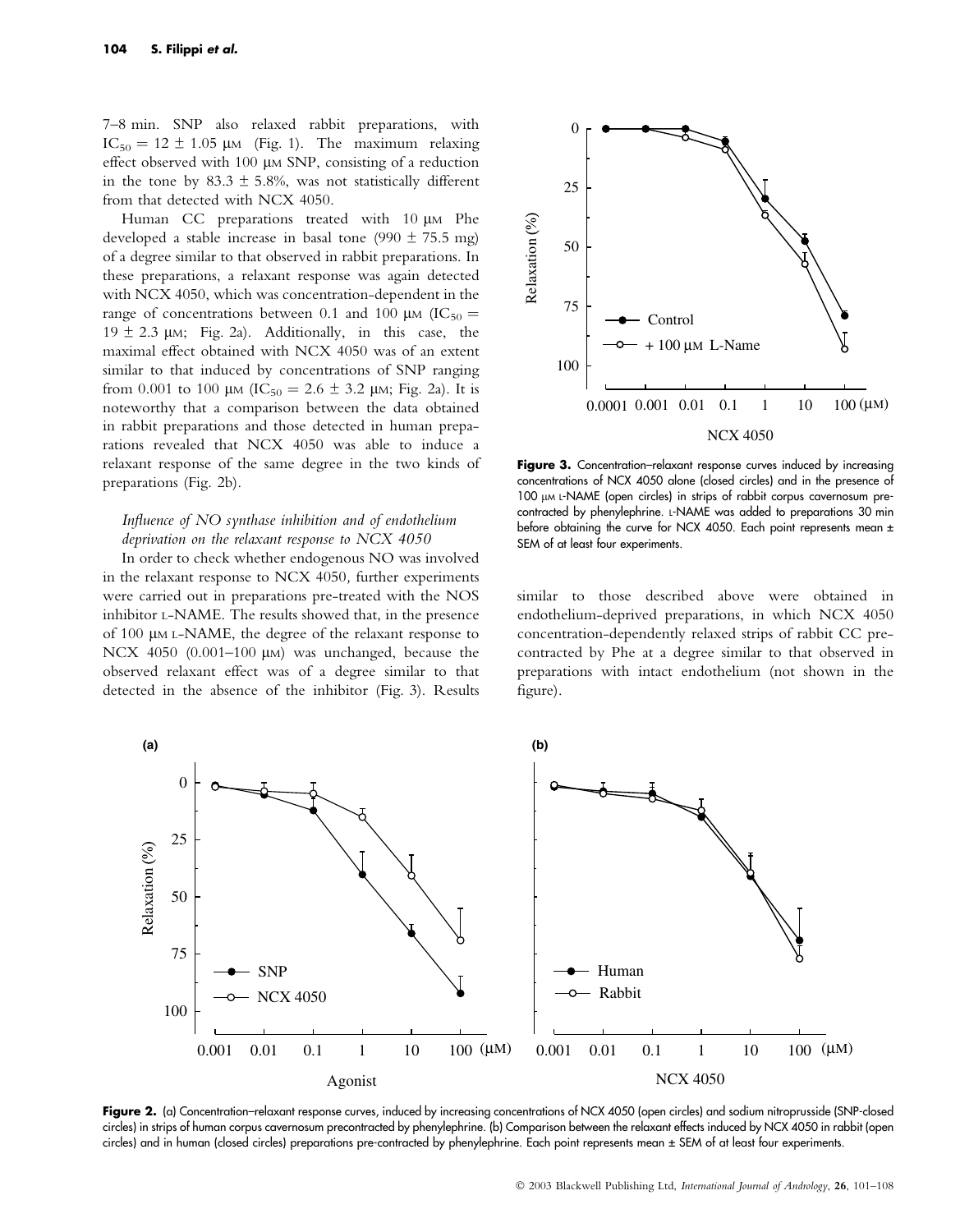7–8 min. SNP also relaxed rabbit preparations, with $IC_{50} = 12 \pm 1.05$ μM (Fig. 1). The maximum relaxing effect observed with 100 μM SNP, consisting of a reduction in the tone by 83.3 ± 5.8%, was not statistically different from that detected with NCX 4050.

Human CC preparations treated with 10 μM Phe developed a stable increase in basal tone (990 ± 75.5 mg) of a degree similar to that observed in rabbit preparations. In these preparations, a relaxant response was again detected with NCX 4050, which was concentration-dependent in the range of concentrations between 0.1 and 100 μM ($IC_{50} = 19 \pm 2.3$ μM; Fig. 2a). Additionally, in this case, the maximal effect obtained with NCX 4050 was of an extent similar to that induced by concentrations of SNP ranging from 0.001 to 100 μM ($IC_{50} = 2.6 \pm 3.2$ μM; Fig. 2a). It is noteworthy that a comparison between the data obtained in rabbit preparations and those detected in human preparations revealed that NCX 4050 was able to induce a relaxant response of the same degree in the two kinds of preparations (Fig. 2b).

### *Influence of NO synthase inhibition and of endothelium deprivation on the relaxant response to NCX 4050*

In order to check whether endogenous NO was involved in the relaxant response to NCX 4050, further experiments were carried out in preparations pre-treated with the NOS inhibitor L-NAME. The results showed that, in the presence of 100 μM L-NAME, the degree of the relaxant response to NCX 4050 (0.001–100 μM) was unchanged, because the observed relaxant effect was of a degree similar to that detected in the absence of the inhibitor (Fig. 3). Results similar to those described above were obtained in endothelium-deprived preparations, in which NCX 4050 concentration-dependently relaxed strips of rabbit CC pre-contracted by Phe at a degree similar to that observed in preparations with intact endothelium (not shown in the figure).

**Figure 3.** Concentration–relaxant response curves induced by increasing concentrations of NCX 4050 alone (closed circles) and in the presence of 100 μM L-NAME (open circles) in strips of rabbit corpus cavernosum pre-contracted by phenylephrine. L-NAME was added to preparations 30 min before obtaining the curve for NCX 4050. Each point represents mean ± SEM of at least four experiments.

**Figure 2.** (a) Concentration–relaxant response curves, induced by increasing concentrations of NCX 4050 (open circles) and sodium nitroprusside (SNP-closed circles) in strips of human corpus cavernosum precontracted by phenylephrine. (b) Comparison between the relaxant effects induced by NCX 4050 in rabbit (open circles) and in human (closed circles) preparations pre-contracted by phenylephrine. Each point represents mean ± SEM of at least four experiments.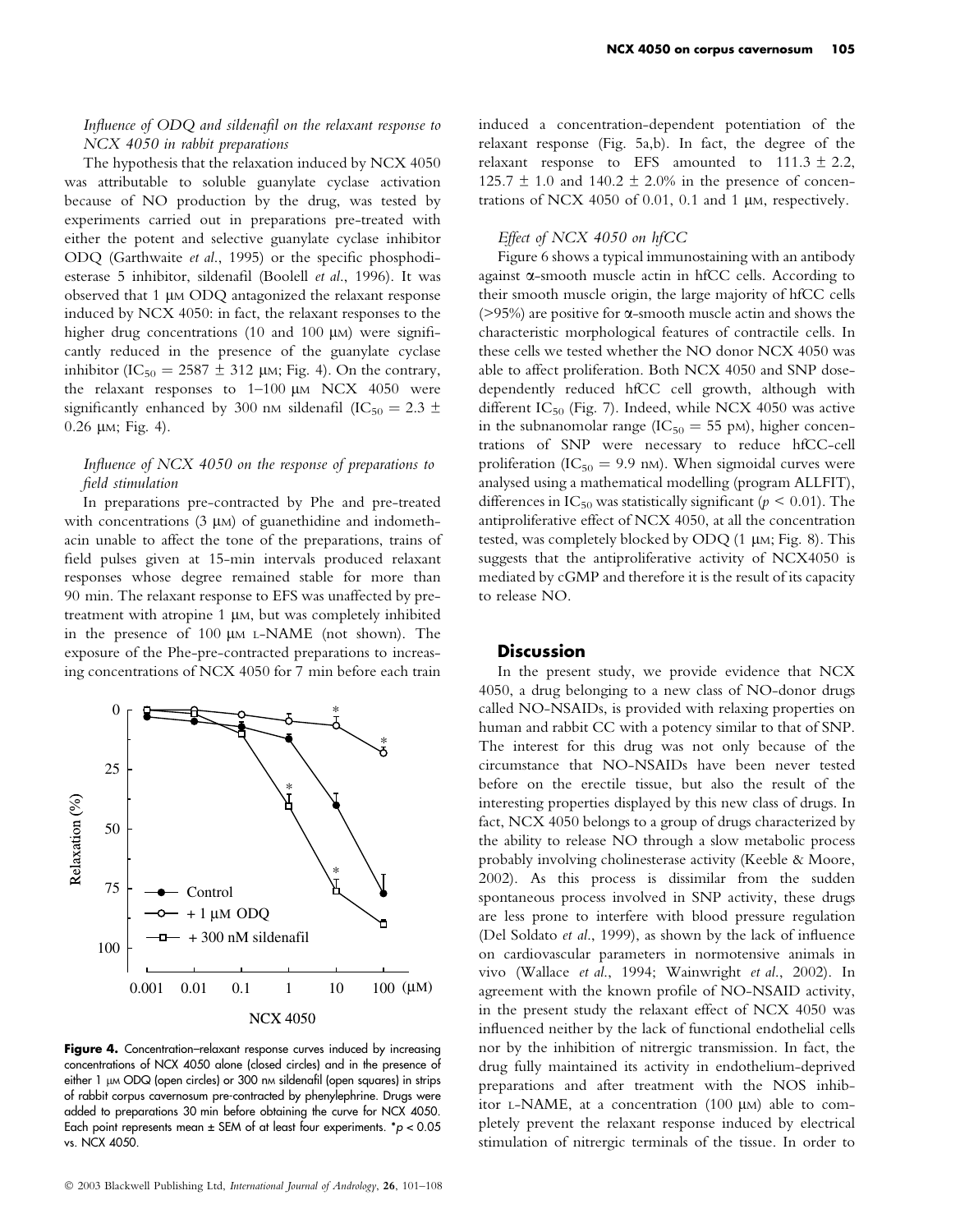*Influence of ODQ and sildenafil on the relaxant response to NCX 4050 in rabbit preparations*

The hypothesis that the relaxation induced by NCX 4050 was attributable to soluble guanylate cyclase activation because of NO production by the drug, was tested by experiments carried out in preparations pre-treated with either the potent and selective guanylate cyclase inhibitor ODQ (Garthwaite *et al*., 1995) or the specific phosphodiesterase 5 inhibitor, sildenafil (Boolell *et al*., 1996). It was observed that 1 μM ODQ antagonized the relaxant response induced by NCX 4050: in fact, the relaxant responses to the higher drug concentrations (10 and 100 μM) were significantly reduced in the presence of the guanylate cyclase inhibitor ($IC_{50}$ = 2587 ± 312 μM; Fig. 4). On the contrary, the relaxant responses to 1–100 μM NCX 4050 were significantly enhanced by 300 nM sildenafil ($IC_{50}$ = 2.3 ± 0.26 μM; Fig. 4).

*Influence of NCX 4050 on the response of preparations to field stimulation*

In preparations pre-contracted by Phe and pre-treated with concentrations (3 μM) of guanethidine and indomethacin unable to affect the tone of the preparations, trains of field pulses given at 15-min intervals produced relaxant responses whose degree remained stable for more than 90 min. The relaxant response to EFS was unaffected by pre-treatment with atropine 1 μM, but was completely inhibited in the presence of 100 μM L-NAME (not shown). The exposure of the Phe-pre-contracted preparations to increasing concentrations of NCX 4050 for 7 min before each train induced a concentration-dependent potentiation of the relaxant response (Fig. 5a,b). In fact, the degree of the relaxant response to EFS amounted to 111.3 ± 2.2, 125.7 ± 1.0 and 140.2 ± 2.0% in the presence of concentrations of NCX 4050 of 0.01, 0.1 and 1 μM, respectively.

**Figure 4.** Concentration–relaxant response curves induced by increasing concentrations of NCX 4050 alone (closed circles) and in the presence of either 1 μM ODQ (open circles) or 300 nM sildenafil (open squares) in strips of rabbit corpus cavernosum pre-contracted by phenylephrine. Drugs were added to preparations 30 min before obtaining the curve for NCX 4050. Each point represents mean ± SEM of at least four experiments. \*$p < 0.05$ vs. NCX 4050.

*Effect of NCX 4050 on hfCC*

Figure 6 shows a typical immunostaining with an antibody against α-smooth muscle actin in hfCC cells. According to their smooth muscle origin, the large majority of hfCC cells (>95%) are positive for α-smooth muscle actin and shows the characteristic morphological features of contractile cells. In these cells we tested whether the NO donor NCX 4050 was able to affect proliferation. Both NCX 4050 and SNP dose-dependently reduced hfCC cell growth, although with different $IC_{50}$ (Fig. 7). Indeed, while NCX 4050 was active in the subnanomolar range ($IC_{50}$ = 55 pM), higher concentrations of SNP were necessary to reduce hfCC-cell proliferation ($IC_{50}$ = 9.9 nM). When sigmoidal curves were analysed using a mathematical modelling (program ALLFIT), differences in $IC_{50}$ was statistically significant ($p < 0.01$). The antiproliferative effect of NCX 4050, at all the concentration tested, was completely blocked by ODQ (1 μM; Fig. 8). This suggests that the antiproliferative activity of NCX4050 is mediated by cGMP and therefore it is the result of its capacity to release NO.

## Discussion

In the present study, we provide evidence that NCX 4050, a drug belonging to a new class of NO-donor drugs called NO-NSAIDs, is provided with relaxing properties on human and rabbit CC with a potency similar to that of SNP. The interest for this drug was not only because of the circumstance that NO-NSAIDs have been never tested before on the erectile tissue, but also the result of the interesting properties displayed by this new class of drugs. In fact, NCX 4050 belongs to a group of drugs characterized by the ability to release NO through a slow metabolic process probably involving cholinesterase activity (Keeble & Moore, 2002). As this process is dissimilar from the sudden spontaneous process involved in SNP activity, these drugs are less prone to interfere with blood pressure regulation (Del Soldato *et al*., 1999), as shown by the lack of influence on cardiovascular parameters in normotensive animals in vivo (Wallace *et al*., 1994; Wainwright *et al*., 2002). In agreement with the known profile of NO-NSAID activity, in the present study the relaxant effect of NCX 4050 was influenced neither by the lack of functional endothelial cells nor by the inhibition of nitrergic transmission. In fact, the drug fully maintained its activity in endothelium-deprived preparations and after treatment with the NOS inhibitor L-NAME, at a concentration (100 μM) able to completely prevent the relaxant response induced by electrical stimulation of nitrergic terminals of the tissue. In order to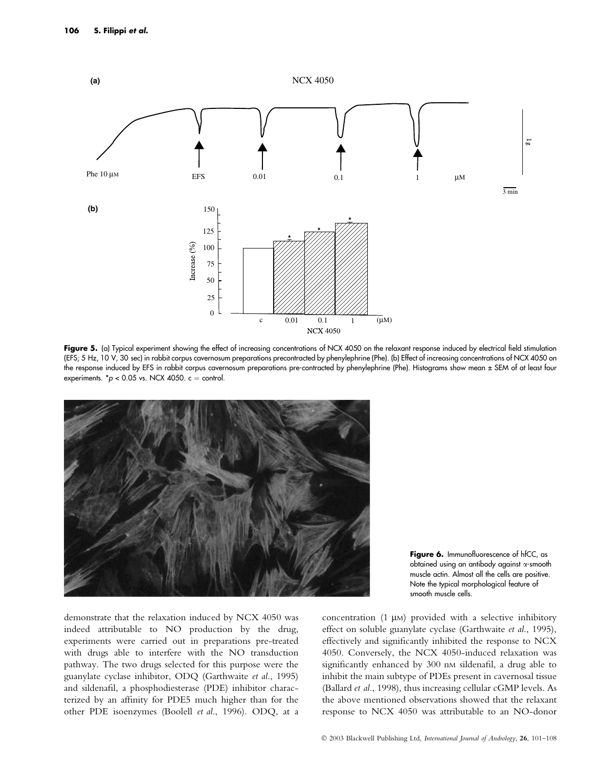Figure 5. (a) Typical experiment showing the effect of increasing concentrations of NCX 4050 on the relaxant response induced by electrical field stimulation (EFS; 5 Hz, 10 V, 30 sec) in rabbit corpus cavernosum preparations precontracted by phenylephrine (Phe). (b) Effect of increasing concentrations of NCX 4050 on the response induced by EFS in rabbit corpus cavernosum preparations pre-contracted by phenylephrine (Phe). Histograms show mean ± SEM of at least four experiments. $^*p < 0.05$ vs. NCX 4050. c = control.

Figure 6. Immunofluorescence of hfCC, as obtained using an antibody against α-smooth muscle actin. Almost all the cells are positive. Note the typical morphological feature of smooth muscle cells.

demonstrate that the relaxation induced by NCX 4050 was indeed attributable to NO production by the drug, experiments were carried out in preparations pre-treated with drugs able to interfere with the NO transduction pathway. The two drugs selected for this purpose were the guanylate cyclase inhibitor, ODQ (Garthwaite *et al*., 1995) and sildenafil, a phosphodiesterase (PDE) inhibitor characterized by an affinity for PDE5 much higher than for the other PDE isoenzymes (Boolell *et al*., 1996). ODQ, at a concentration (1 μM) provided with a selective inhibitory effect on soluble guanylate cyclase (Garthwaite *et al*., 1995), effectively and significantly inhibited the response to NCX 4050. Conversely, the NCX 4050-induced relaxation was significantly enhanced by 300 nM sildenafil, a drug able to inhibit the main subtype of PDEs present in cavernosal tissue (Ballard *et al*., 1998), thus increasing cellular cGMP levels. As the above mentioned observations showed that the relaxant response to NCX 4050 was attributable to an NO-donor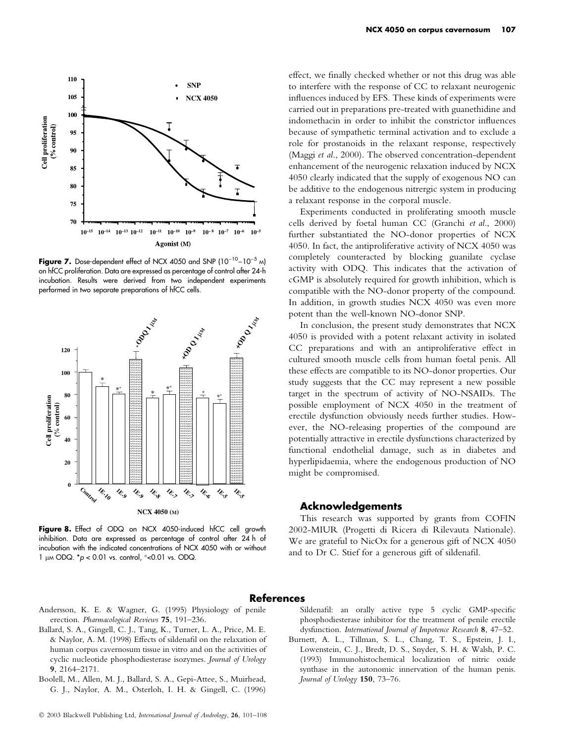Figure 7. Dose-dependent effect of NCX 4050 and SNP ($10^{-10}$–$10^{-5}$ M) on hfCC proliferation. Data are expressed as percentage of control after 24-h incubation. Results were derived from two independent experiments performed in two separate preparations of hfCC cells.

Figure 8. Effect of ODQ on NCX 4050-induced hfCC cell growth inhibition. Data are expressed as percentage of control after 24 h of incubation with the indicated concentrations of NCX 4050 with or without 1 μM ODQ. *$p < 0.01$ vs. control, °<0.01 vs. ODQ.

effect, we finally checked whether or not this drug was able to interfere with the response of CC to relaxant neurogenic influences induced by EFS. These kinds of experiments were carried out in preparations pre-treated with guanethidine and indomethacin in order to inhibit the constrictor influences because of sympathetic terminal activation and to exclude a role for prostanoids in the relaxant response, respectively (Maggi *et al.*, 2000). The observed concentration-dependent enhancement of the neurogenic relaxation induced by NCX 4050 clearly indicated that the supply of exogenous NO can be additive to the endogenous nitrergic system in producing a relaxant response in the corporal muscle.

Experiments conducted in proliferating smooth muscle cells derived by foetal human CC (Granchi *et al.*, 2000) further substantiated the NO-donor properties of NCX 4050. In fact, the antiproliferative activity of NCX 4050 was completely counteracted by blocking guanilate cyclase activity with ODQ. This indicates that the activation of cGMP is absolutely required for growth inhibition, which is compatible with the NO-donor property of the compound. In addition, in growth studies NCX 4050 was even more potent than the well-known NO-donor SNP.

In conclusion, the present study demonstrates that NCX 4050 is provided with a potent relaxant activity in isolated CC preparations and with an antiproliferative effect in cultured smooth muscle cells from human foetal penis. All these effects are compatible to its NO-donor properties. Our study suggests that the CC may represent a new possible target in the spectrum of activity of NO-NSAIDs. The possible employment of NCX 4050 in the treatment of erectile dysfunction obviously needs further studies. However, the NO-releasing properties of the compound are potentially attractive in erectile dysfunctions characterized by functional endothelial damage, such as in diabetes and hyperlipidaemia, where the endogenous production of NO might be compromised.

## Acknowledgements

This research was supported by grants from COFIN 2002-MIUR (Progetti di Ricera di Rilevauta Nationale). We are grateful to NicOx for a generous gift of NCX 4050 and to Dr C. Stief for a generous gift of sildenafil.

## References

Andersson, K. E. & Wagner, G. (1995) Physiology of penile erection. *Pharmacological Reviews* **75**, 191–236.

Ballard, S. A., Gingell, C. J., Tang, K., Turner, L. A., Price, M. E. & Naylor, A. M. (1998) Effects of sildenafil on the relaxation of human corpus cavernosum tissue in vitro and on the activities of cyclic nucleotide phosphodiesterase isozymes. *Journal of Urology* **9**, 2164–2171.

Boolell, M., Allen, M. J., Ballard, S. A., Gepi-Attee, S., Muirhead, G. J., Naylor, A. M., Osterloh, I. H. & Gingell, C. (1996) Sildenafil: an orally active type 5 cyclic GMP-specific phosphodiesterase inhibitor for the treatment of penile erectile dysfunction. *International Journal of Impotence Research* **8**, 47–52.

Burnett, A. L., Tillman, S. L., Chang, T. S., Epstein, J. I., Lowenstein, C. J., Bredt, D. S., Snyder, S. H. & Walsh, P. C. (1993) Immunohistochemical localization of nitric oxide synthase in the autonomic innervation of the human penis. *Journal of Urology* **150**, 73–76.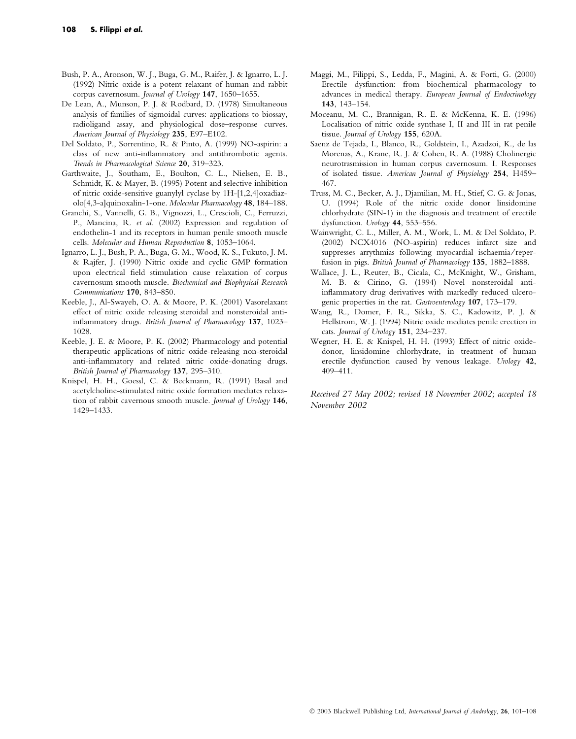Bush, P. A., Aronson, W. J., Buga, G. M., Raifer, J. & Ignarro, L. J. (1992) Nitric oxide is a potent relaxant of human and rabbit corpus cavernosum. *Journal of Urology* **147**, 1650–1655.

De Lean, A., Munson, P. J. & Rodbard, D. (1978) Simultaneous analysis of families of sigmoidal curves: applications to biossay, radioligand assay, and physiological dose–response curves. *American Journal of Physiology* **235**, E97–E102.

Del Soldato, P., Sorrentino, R. & Pinto, A. (1999) NO-aspirin: a class of new anti-inflammatory and antithrombotic agents. *Trends in Pharmacological Science* **20**, 319–323.

Garthwaite, J., Southam, E., Boulton, C. L., Nielsen, E. B., Schmidt, K. & Mayer, B. (1995) Potent and selective inhibition of nitric oxide-sensitive guanylyl cyclase by 1H-[1,2,4]oxadiazolo[4,3-a]quinoxalin-1-one. *Molecular Pharmacology* **48**, 184–188.

Granchi, S., Vannelli, G. B., Vignozzi, L., Crescioli, C., Ferruzzi, P., Mancina, R. *et al.* (2002) Expression and regulation of endothelin-1 and its receptors in human penile smooth muscle cells. *Molecular and Human Reproduction* **8**, 1053–1064.

Ignarro, L. J., Bush, P. A., Buga, G. M., Wood, K. S., Fukuto, J. M. & Rajfer, J. (1990) Nitric oxide and cyclic GMP formation upon electrical field stimulation cause relaxation of corpus cavernosum smooth muscle. *Biochemical and Biophysical Research Communications* **170**, 843–850.

Keeble, J., Al-Swayeh, O. A. & Moore, P. K. (2001) Vasorelaxant effect of nitric oxide releasing steroidal and nonsteroidal anti-inflammatory drugs. *British Journal of Pharmacology* **137**, 1023–1028.

Keeble, J. E. & Moore, P. K. (2002) Pharmacology and potential therapeutic applications of nitric oxide-releasing non-steroidal anti-inflammatory and related nitric oxide-donating drugs. *British Journal of Pharmacology* **137**, 295–310.

Knispel, H. H., Goessl, C. & Beckmann, R. (1991) Basal and acetylcholine-stimulated nitric oxide formation mediates relaxation of rabbit cavernous smooth muscle. *Journal of Urology* **146**, 1429–1433.

Maggi, M., Filippi, S., Ledda, F., Magini, A. & Forti, G. (2000) Erectile dysfunction: from biochemical pharmacology to advances in medical therapy. *European Journal of Endocrinology* **143**, 143–154.

Moceanu, M. C., Brannigan, R. E. & McKenna, K. E. (1996) Localisation of nitric oxide synthase I, II and III in rat penile tissue. *Journal of Urology* **155**, 620A.

Saenz de Tejada, I., Blanco, R., Goldstein, I., Azadzoi, K., de las Morenas, A., Krane, R. J. & Cohen, R. A. (1988) Cholinergic neurotrasmission in human corpus cavernosum. I. Responses of isolated tissue. *American Journal of Physiology* **254**, H459–467.

Truss, M. C., Becker, A. J., Djamilian, M. H., Stief, C. G. & Jonas, U. (1994) Role of the nitric oxide donor linsidomine chlorhydrate (SIN-1) in the diagnosis and treatment of erectile dysfunction. *Urology* **44**, 553–556.

Wainwright, C. L., Miller, A. M., Work, L. M. & Del Soldato, P. (2002) NCX4016 (NO-aspirin) reduces infarct size and suppresses arrythmias following myocardial ischaemia/reperfusion in pigs. *British Journal of Pharmacology* **135**, 1882–1888.

Wallace, J. L., Reuter, B., Cicala, C., McKnight, W., Grisham, M. B. & Cirino, G. (1994) Novel nonsteroidal anti-inflammatory drug derivatives with markedly reduced ulcerogenic properties in the rat. *Gastroenterology* **107**, 173–179.

Wang, R., Domer, F. R., Sikka, S. C., Kadowitz, P. J. & Hellstrom, W. J. (1994) Nitric oxide mediates penile erection in cats. *Journal of Urology* **151**, 234–237.

Wegner, H. E. & Knispel, H. H. (1993) Effect of nitric oxide-donor, linsidomine chlorhydrate, in treatment of human erectile dysfunction caused by venous leakage. *Urology* **42**, 409–411.

*Received 27 May 2002; revised 18 November 2002; accepted 18 November 2002*